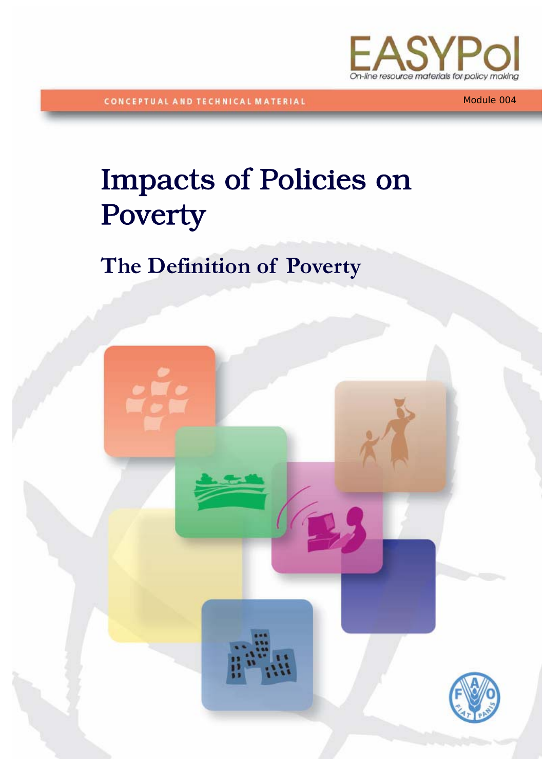EASYPol

On-line resource materials for policy making

CONCEPTUAL AND TECHNICAL MATERIAL

Module 004

# Impacts of Policies on Poverty

## The Definition of Poverty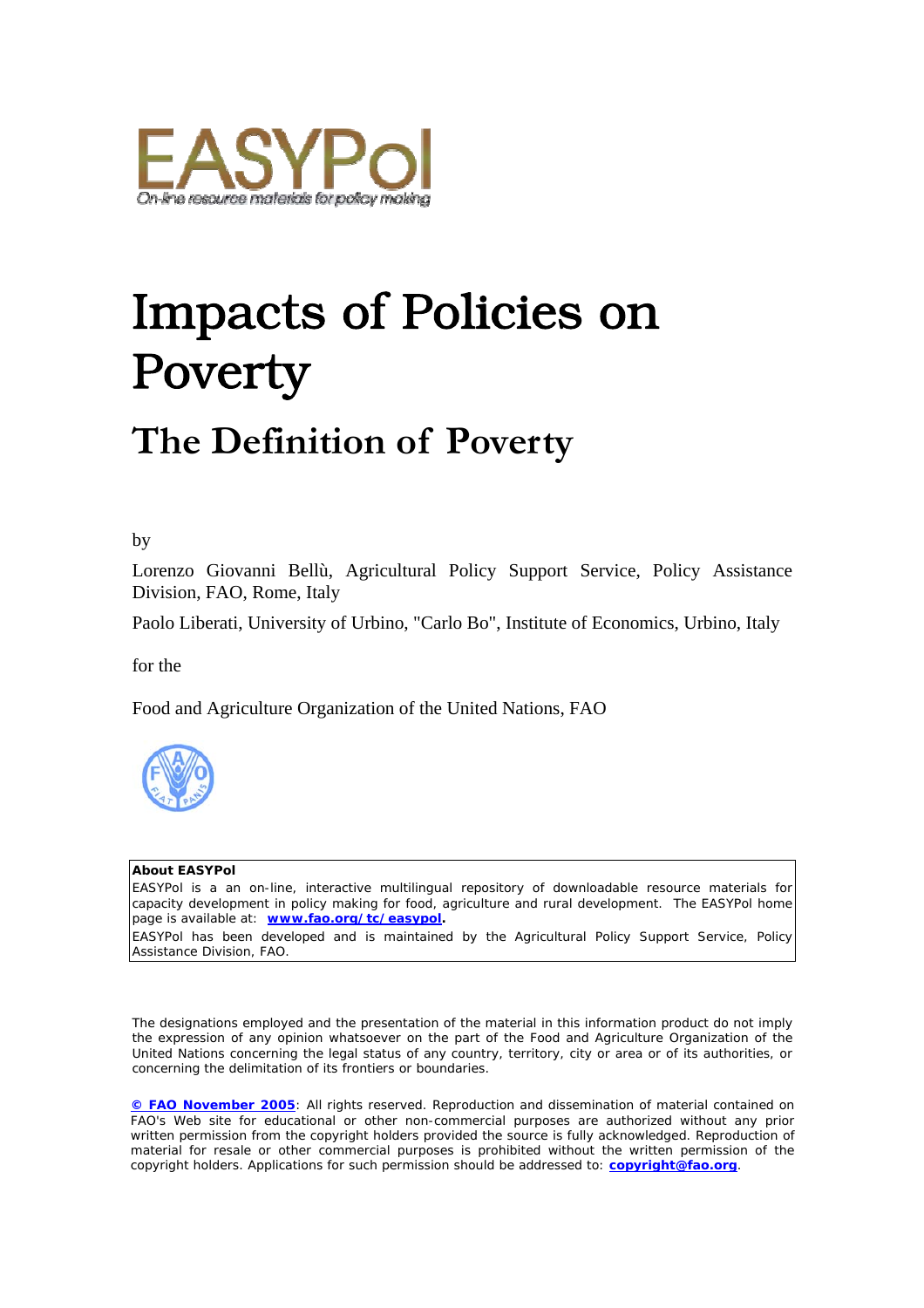# Impacts of Policies on Poverty

## The Definition of Poverty

by

Lorenzo Giovanni Bellù, Agricultural Policy Support Service, Policy Assistance Division, FAO, Rome, Italy

Paolo Liberati, University of Urbino, "Carlo Bo", Institute of Economics, Urbino, Italy

for the

Food and Agriculture Organization of the United Nations, FAO

**About EASYPol**

EASYPol is a an on-line, interactive multilingual repository of downloadable resource materials for capacity development in policy making for food, agriculture and rural development. The EASYPol home page is available at: **www.fao.org/tc/easypol.**

EASYPol has been developed and is maintained by the Agricultural Policy Support Service, Policy Assistance Division, FAO.

The designations employed and the presentation of the material in this information product do not imply the expression of any opinion whatsoever on the part of the Food and Agriculture Organization of the United Nations concerning the legal status of any country, territory, city or area or of its authorities, or concerning the delimitation of its frontiers or boundaries.

**© FAO November 2005**: All rights reserved. Reproduction and dissemination of material contained on FAO's Web site for educational or other non-commercial purposes are authorized without any prior written permission from the copyright holders provided the source is fully acknowledged. Reproduction of material for resale or other commercial purposes is prohibited without the written permission of the copyright holders. Applications for such permission should be addressed to: **copyright@fao.org**.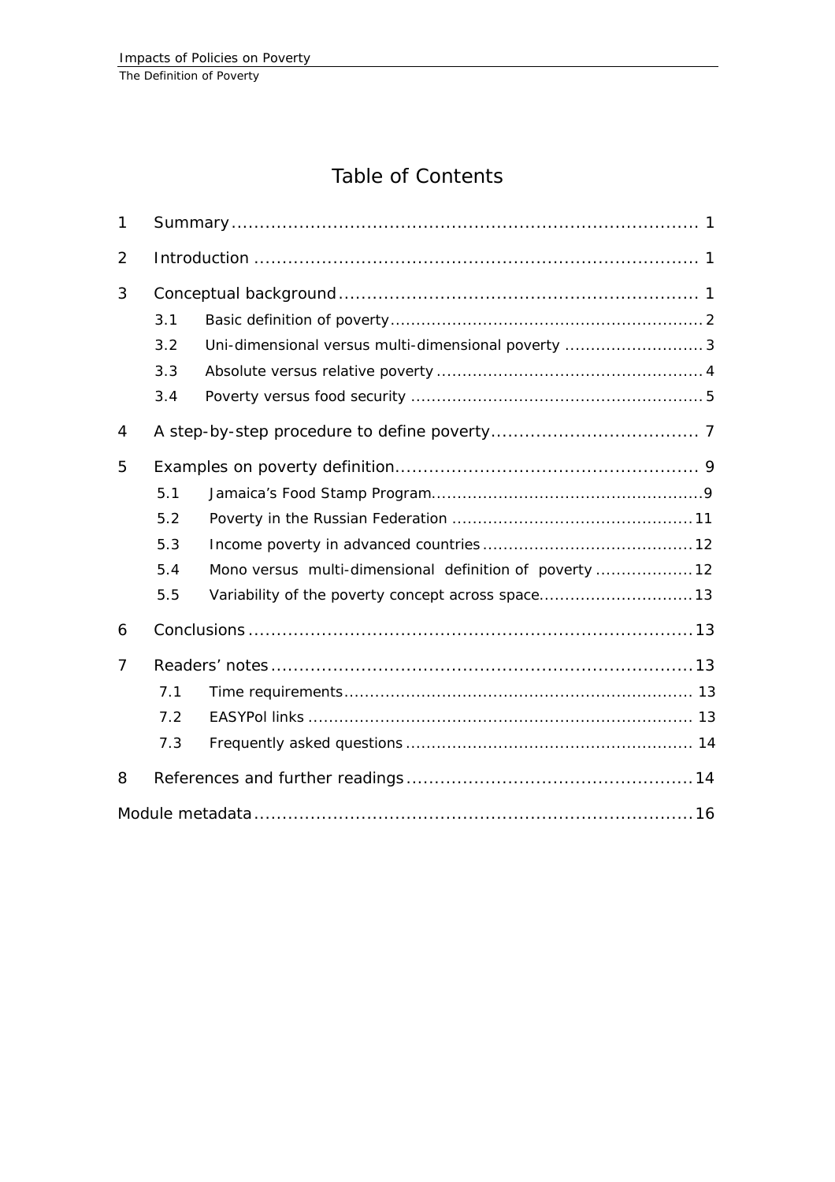# Table of Contents

1 Summary ........................................................................................ 1

2 Introduction ................................................................................... 1

3 Conceptual background ................................................................ 1

- 3.1 Basic definition of poverty ........................................................ 2
- 3.2 Uni-dimensional versus multi-dimensional poverty ..................... 3
- 3.3 Absolute versus relative poverty ................................................ 4
- 3.4 Poverty versus food security ..................................................... 5

4 A step-by-step procedure to define poverty ..................................... 7

5 Examples on poverty definition ...................................................... 9

- 5.1 Jamaica's Food Stamp Program .................................................. 9
- 5.2 Poverty in the Russian Federation ............................................. 11
- 5.3 Income poverty in advanced countries ....................................... 12
- 5.4 Mono versus multi-dimensional definition of poverty ................. 12
- 5.5 Variability of the poverty concept across space .......................... 13

6 Conclusions ................................................................................. 13

7 Readers' notes .............................................................................. 13

- 7.1 Time requirements ................................................................... 13
- 7.2 EASYPol links .......................................................................... 13
- 7.3 Frequently asked questions ...................................................... 14

8 References and further readings .................................................... 14

Module metadata .............................................................................. 16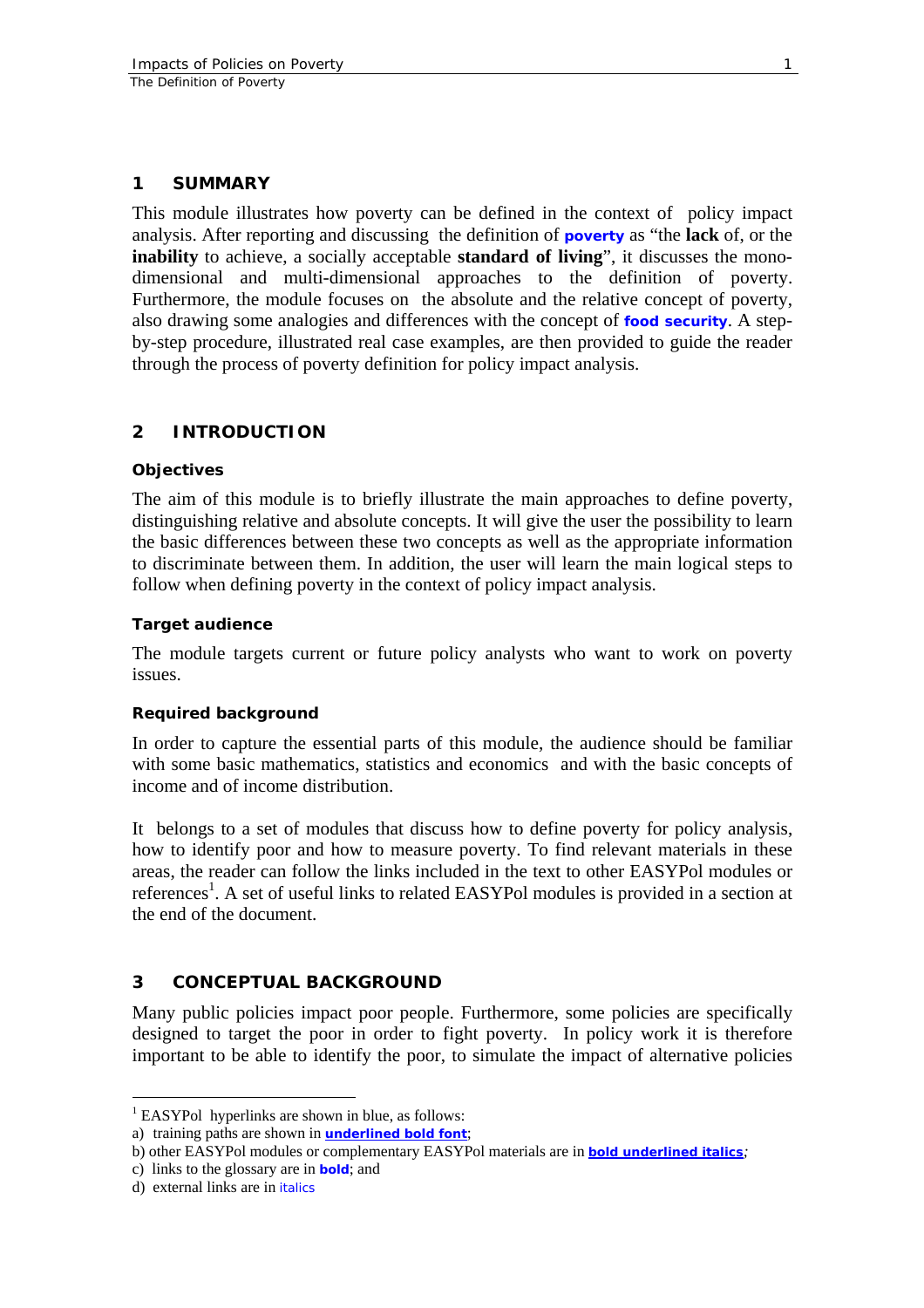## 1 SUMMARY

This module illustrates how poverty can be defined in the context of policy impact analysis. After reporting and discussing the definition of **poverty** as "the **lack** of, or the **inability** to achieve, a socially acceptable **standard of living**", it discusses the mono-dimensional and multi-dimensional approaches to the definition of poverty. Furthermore, the module focuses on the absolute and the relative concept of poverty, also drawing some analogies and differences with the concept of **food security**. A step-by-step procedure, illustrated real case examples, are then provided to guide the reader through the process of poverty definition for policy impact analysis.

## 2 INTRODUCTION

### Objectives

The aim of this module is to briefly illustrate the main approaches to define poverty, distinguishing relative and absolute concepts. It will give the user the possibility to learn the basic differences between these two concepts as well as the appropriate information to discriminate between them. In addition, the user will learn the main logical steps to follow when defining poverty in the context of policy impact analysis.

### Target audience

The module targets current or future policy analysts who want to work on poverty issues.

### Required background

In order to capture the essential parts of this module, the audience should be familiar with some basic mathematics, statistics and economics and with the basic concepts of income and of income distribution.

It belongs to a set of modules that discuss how to define poverty for policy analysis, how to identify poor and how to measure poverty. To find relevant materials in these areas, the reader can follow the links included in the text to other EASYPol modules or references[1]. A set of useful links to related EASYPol modules is provided in a section at the end of the document.

## 3 CONCEPTUAL BACKGROUND

Many public policies impact poor people. Furthermore, some policies are specifically designed to target the poor in order to fight poverty. In policy work it is therefore important to be able to identify the poor, to simulate the impact of alternative policies

---

[1] EASYPol hyperlinks are shown in blue, as follows:

a) training paths are shown in **underlined bold font**;

b) other EASYPol modules or complementary EASYPol materials are in ***bold underlined italics***;

c) links to the glossary are in **bold**; and

d) external links are in *italics*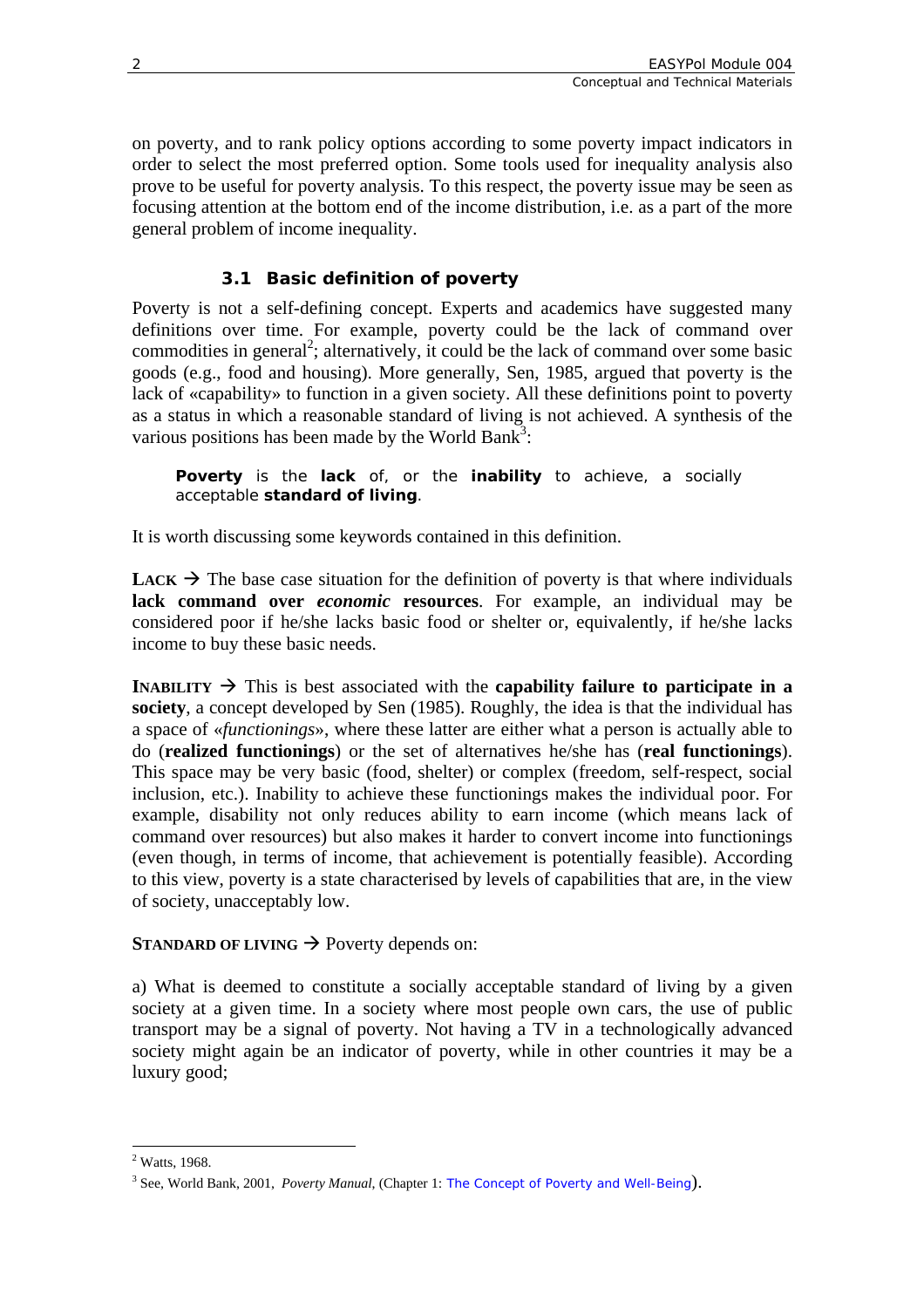on poverty, and to rank policy options according to some poverty impact indicators in order to select the most preferred option. Some tools used for inequality analysis also prove to be useful for poverty analysis. To this respect, the poverty issue may be seen as focusing attention at the bottom end of the income distribution, i.e. as a part of the more general problem of income inequality.

### 3.1 Basic definition of poverty

Poverty is not a self-defining concept. Experts and academics have suggested many definitions over time. For example, poverty could be the lack of command over commodities in general[2]; alternatively, it could be the lack of command over some basic goods (e.g., food and housing). More generally, Sen, 1985, argued that poverty is the lack of «capability» to function in a given society. All these definitions point to poverty as a status in which a reasonable standard of living is not achieved. A synthesis of the various positions has been made by the World Bank[3]:

> **Poverty** is the **lack** of, or the **inability** to achieve, a socially acceptable **standard of living**.

It is worth discussing some keywords contained in this definition.

**LACK** → The base case situation for the definition of poverty is that where individuals **lack command over *economic* resources**. For example, an individual may be considered poor if he/she lacks basic food or shelter or, equivalently, if he/she lacks income to buy these basic needs.

**INABILITY** → This is best associated with the **capability failure to participate in a society**, a concept developed by Sen (1985). Roughly, the idea is that the individual has a space of «*functionings*», where these latter are either what a person is actually able to do (**realized functionings**) or the set of alternatives he/she has (**real functionings**). This space may be very basic (food, shelter) or complex (freedom, self-respect, social inclusion, etc.). Inability to achieve these functionings makes the individual poor. For example, disability not only reduces ability to earn income (which means lack of command over resources) but also makes it harder to convert income into functionings (even though, in terms of income, that achievement is potentially feasible). According to this view, poverty is a state characterised by levels of capabilities that are, in the view of society, unacceptably low.

**STANDARD OF LIVING** → Poverty depends on:

a) What is deemed to constitute a socially acceptable standard of living by a given society at a given time. In a society where most people own cars, the use of public transport may be a signal of poverty. Not having a TV in a technologically advanced society might again be an indicator of poverty, while in other countries it may be a luxury good;

---

[2] Watts, 1968.

[3] See, World Bank, 2001, *Poverty Manual*, (Chapter 1: The Concept of Poverty and Well-Being).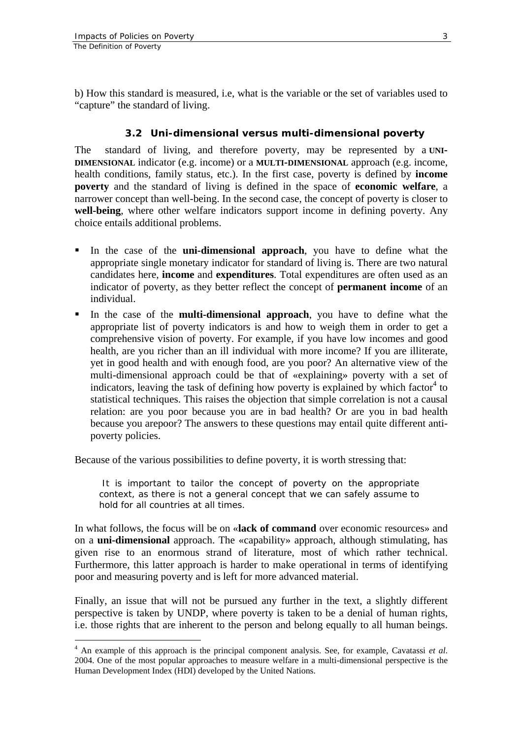b) How this standard is measured, i.e, what is the variable or the set of variables used to "capture" the standard of living.

### 3.2 Uni-dimensional versus multi-dimensional poverty

The standard of living, and therefore poverty, may be represented by a **UNI-DIMENSIONAL** indicator (e.g. income) or a **MULTI-DIMENSIONAL** approach (e.g. income, health conditions, family status, etc.). In the first case, poverty is defined by **income poverty** and the standard of living is defined in the space of **economic welfare**, a narrower concept than well-being. In the second case, the concept of poverty is closer to **well-being**, where other welfare indicators support income in defining poverty. Any choice entails additional problems.

- In the case of the **uni-dimensional approach**, you have to define what the appropriate single monetary indicator for standard of living is. There are two natural candidates here, **income** and **expenditures**. Total expenditures are often used as an indicator of poverty, as they better reflect the concept of **permanent income** of an individual.
- In the case of the **multi-dimensional approach**, you have to define what the appropriate list of poverty indicators is and how to weigh them in order to get a comprehensive vision of poverty. For example, if you have low incomes and good health, are you richer than an ill individual with more income? If you are illiterate, yet in good health and with enough food, are you poor? An alternative view of the multi-dimensional approach could be that of «explaining» poverty with a set of indicators, leaving the task of defining how poverty is explained by which factor[4] to statistical techniques. This raises the objection that simple correlation is not a causal relation: are you poor because you are in bad health? Or are you in bad health because you arepoor? The answers to these questions may entail quite different anti-poverty policies.

Because of the various possibilities to define poverty, it is worth stressing that:

> It is important to tailor the concept of poverty on the appropriate context, as there is not a general concept that we can safely assume to hold for all countries at all times.

In what follows, the focus will be on «**lack of command** over economic resources» and on a **uni-dimensional** approach. The «capability» approach, although stimulating, has given rise to an enormous strand of literature, most of which rather technical. Furthermore, this latter approach is harder to make operational in terms of identifying poor and measuring poverty and is left for more advanced material.

Finally, an issue that will not be pursued any further in the text, a slightly different perspective is taken by UNDP, where poverty is taken to be a denial of human rights, i.e. those rights that are inherent to the person and belong equally to all human beings.

---

[4] An example of this approach is the principal component analysis. See, for example, Cavatassi *et al.* 2004. One of the most popular approaches to measure welfare in a multi-dimensional perspective is the Human Development Index (HDI) developed by the United Nations.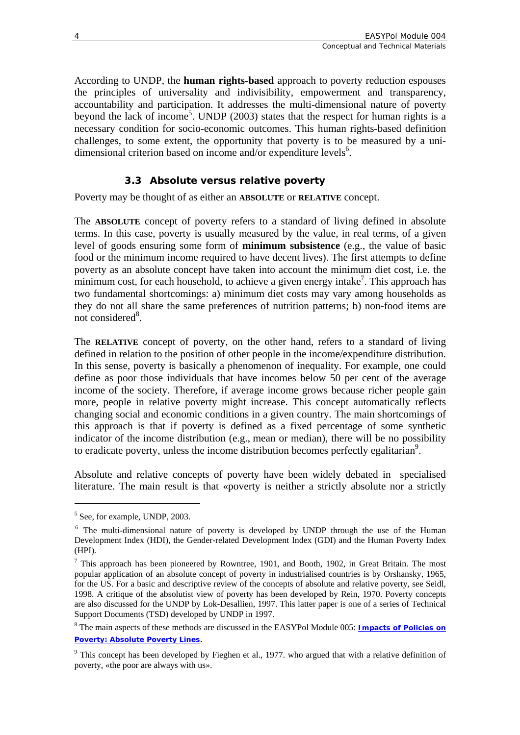According to UNDP, the **human rights-based** approach to poverty reduction espouses the principles of universality and indivisibility, empowerment and transparency, accountability and participation. It addresses the multi-dimensional nature of poverty beyond the lack of income[5]. UNDP (2003) states that the respect for human rights is a necessary condition for socio-economic outcomes. This human rights-based definition challenges, to some extent, the opportunity that poverty is to be measured by a uni-dimensional criterion based on income and/or expenditure levels[6].

### 3.3 Absolute versus relative poverty

Poverty may be thought of as either an **ABSOLUTE** or **RELATIVE** concept.

The **ABSOLUTE** concept of poverty refers to a standard of living defined in absolute terms. In this case, poverty is usually measured by the value, in real terms, of a given level of goods ensuring some form of **minimum subsistence** (e.g., the value of basic food or the minimum income required to have decent lives). The first attempts to define poverty as an absolute concept have taken into account the minimum diet cost, i.e. the minimum cost, for each household, to achieve a given energy intake[7]. This approach has two fundamental shortcomings: a) minimum diet costs may vary among households as they do not all share the same preferences of nutrition patterns; b) non-food items are not considered[8].

The **RELATIVE** concept of poverty, on the other hand, refers to a standard of living defined in relation to the position of other people in the income/expenditure distribution. In this sense, poverty is basically a phenomenon of inequality. For example, one could define as poor those individuals that have incomes below 50 per cent of the average income of the society. Therefore, if average income grows because richer people gain more, people in relative poverty might increase. This concept automatically reflects changing social and economic conditions in a given country. The main shortcomings of this approach is that if poverty is defined as a fixed percentage of some synthetic indicator of the income distribution (e.g., mean or median), there will be no possibility to eradicate poverty, unless the income distribution becomes perfectly egalitarian[9].

Absolute and relative concepts of poverty have been widely debated in specialised literature. The main result is that «poverty is neither a strictly absolute nor a strictly

---

[5] See, for example, UNDP, 2003.

[6] The multi-dimensional nature of poverty is developed by UNDP through the use of the Human Development Index (HDI), the Gender-related Development Index (GDI) and the Human Poverty Index (HPI).

[7] This approach has been pioneered by Rowntree, 1901, and Booth, 1902, in Great Britain. The most popular application of an absolute concept of poverty in industrialised countries is by Orshansky, 1965, for the US. For a basic and descriptive review of the concepts of absolute and relative poverty, see Seidl, 1998. A critique of the absolutist view of poverty has been developed by Rein, 1970. Poverty concepts are also discussed for the UNDP by Lok-Desallien, 1997. This latter paper is one of a series of Technical Support Documents (TSD) developed by UNDP in 1997.

[8] The main aspects of these methods are discussed in the EASYPol Module 005: **Impacts of Policies on Poverty: Absolute Poverty Lines**.

[9] This concept has been developed by Fieghen et al., 1977. who argued that with a relative definition of poverty, «the poor are always with us».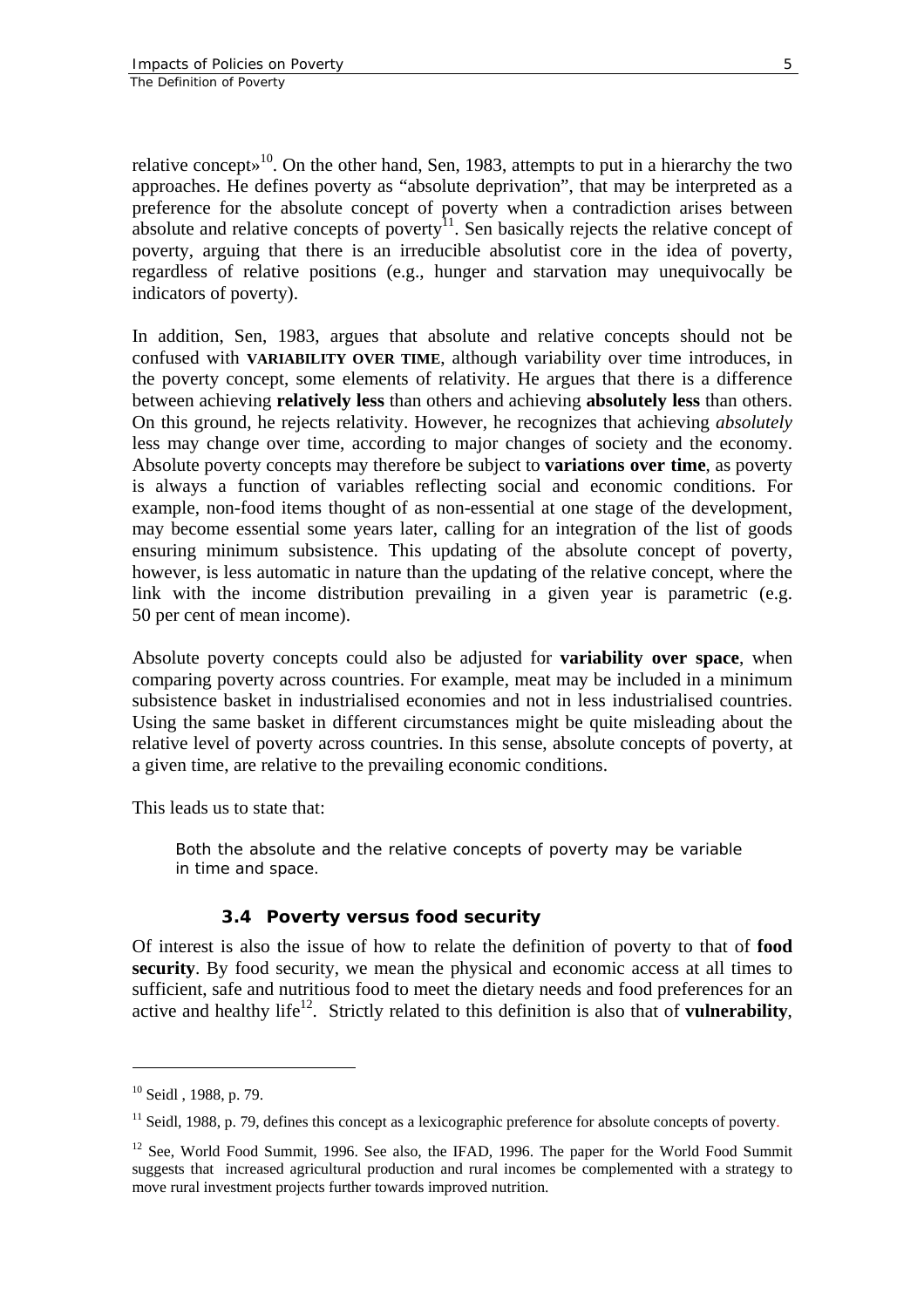relative concept»[10]. On the other hand, Sen, 1983, attempts to put in a hierarchy the two approaches. He defines poverty as "absolute deprivation", that may be interpreted as a preference for the absolute concept of poverty when a contradiction arises between absolute and relative concepts of poverty[11]. Sen basically rejects the relative concept of poverty, arguing that there is an irreducible absolutist core in the idea of poverty, regardless of relative positions (e.g., hunger and starvation may unequivocally be indicators of poverty).

In addition, Sen, 1983, argues that absolute and relative concepts should not be confused with **VARIABILITY OVER TIME**, although variability over time introduces, in the poverty concept, some elements of relativity. He argues that there is a difference between achieving **relatively less** than others and achieving **absolutely less** than others. On this ground, he rejects relativity. However, he recognizes that achieving *absolutely* less may change over time, according to major changes of society and the economy. Absolute poverty concepts may therefore be subject to **variations over time**, as poverty is always a function of variables reflecting social and economic conditions. For example, non-food items thought of as non-essential at one stage of the development, may become essential some years later, calling for an integration of the list of goods ensuring minimum subsistence. This updating of the absolute concept of poverty, however, is less automatic in nature than the updating of the relative concept, where the link with the income distribution prevailing in a given year is parametric (e.g. 50 per cent of mean income).

Absolute poverty concepts could also be adjusted for **variability over space**, when comparing poverty across countries. For example, meat may be included in a minimum subsistence basket in industrialised economies and not in less industrialised countries. Using the same basket in different circumstances might be quite misleading about the relative level of poverty across countries. In this sense, absolute concepts of poverty, at a given time, are relative to the prevailing economic conditions.

This leads us to state that:

> Both the absolute and the relative concepts of poverty may be variable in time and space.

### 3.4 Poverty versus food security

Of interest is also the issue of how to relate the definition of poverty to that of **food security**. By food security, we mean the physical and economic access at all times to sufficient, safe and nutritious food to meet the dietary needs and food preferences for an active and healthy life[12]. Strictly related to this definition is also that of **vulnerability**,

---

[10] Seidl , 1988, p. 79.

[11] Seidl, 1988, p. 79, defines this concept as a lexicographic preference for absolute concepts of poverty.

[12] See, World Food Summit, 1996. See also, the IFAD, 1996. The paper for the World Food Summit suggests that increased agricultural production and rural incomes be complemented with a strategy to move rural investment projects further towards improved nutrition.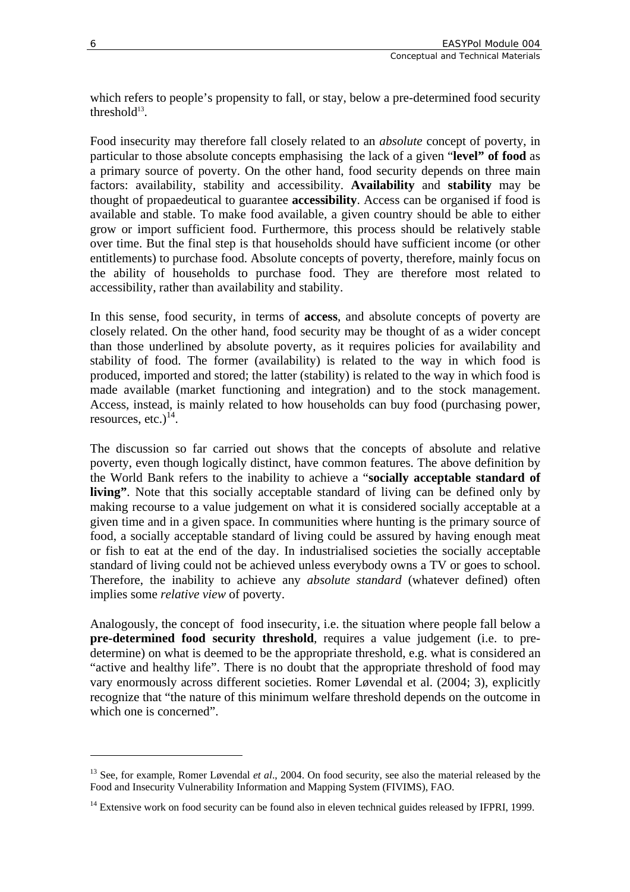which refers to people's propensity to fall, or stay, below a pre-determined food security threshold[13].

Food insecurity may therefore fall closely related to an *absolute* concept of poverty, in particular to those absolute concepts emphasising the lack of a given "**level" of food** as a primary source of poverty. On the other hand, food security depends on three main factors: availability, stability and accessibility. **Availability** and **stability** may be thought of propaedeutical to guarantee **accessibility**. Access can be organised if food is available and stable. To make food available, a given country should be able to either grow or import sufficient food. Furthermore, this process should be relatively stable over time. But the final step is that households should have sufficient income (or other entitlements) to purchase food. Absolute concepts of poverty, therefore, mainly focus on the ability of households to purchase food. They are therefore most related to accessibility, rather than availability and stability.

In this sense, food security, in terms of **access**, and absolute concepts of poverty are closely related. On the other hand, food security may be thought of as a wider concept than those underlined by absolute poverty, as it requires policies for availability and stability of food. The former (availability) is related to the way in which food is produced, imported and stored; the latter (stability) is related to the way in which food is made available (market functioning and integration) and to the stock management. Access, instead, is mainly related to how households can buy food (purchasing power, resources, etc.)[14].

The discussion so far carried out shows that the concepts of absolute and relative poverty, even though logically distinct, have common features. The above definition by the World Bank refers to the inability to achieve a "**socially acceptable standard of living"**. Note that this socially acceptable standard of living can be defined only by making recourse to a value judgement on what it is considered socially acceptable at a given time and in a given space. In communities where hunting is the primary source of food, a socially acceptable standard of living could be assured by having enough meat or fish to eat at the end of the day. In industrialised societies the socially acceptable standard of living could not be achieved unless everybody owns a TV or goes to school. Therefore, the inability to achieve any *absolute standard* (whatever defined) often implies some *relative view* of poverty.

Analogously, the concept of food insecurity, i.e. the situation where people fall below a **pre-determined food security threshold**, requires a value judgement (i.e. to pre-determine) on what is deemed to be the appropriate threshold, e.g. what is considered an "active and healthy life". There is no doubt that the appropriate threshold of food may vary enormously across different societies. Romer Løvendal et al. (2004; 3), explicitly recognize that "the nature of this minimum welfare threshold depends on the outcome in which one is concerned".

---

[13] See, for example, Romer Løvendal *et al*., 2004. On food security, see also the material released by the Food and Insecurity Vulnerability Information and Mapping System (FIVIMS), FAO.

[14] Extensive work on food security can be found also in eleven technical guides released by IFPRI, 1999.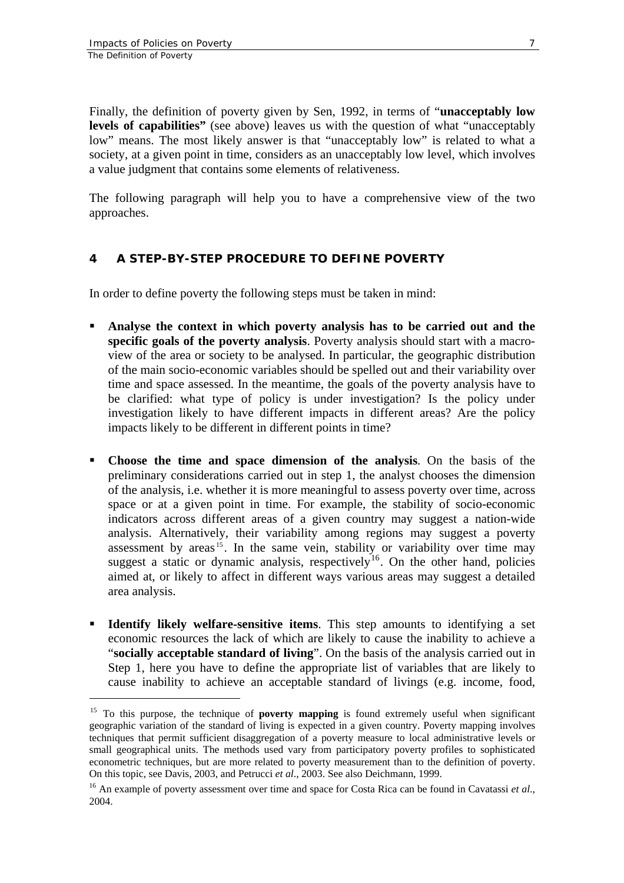Finally, the definition of poverty given by Sen, 1992, in terms of "**unacceptably low levels of capabilities"** (see above) leaves us with the question of what "unacceptably low" means. The most likely answer is that "unacceptably low" is related to what a society, at a given point in time, considers as an unacceptably low level, which involves a value judgment that contains some elements of relativeness.

The following paragraph will help you to have a comprehensive view of the two approaches.

## 4 A STEP-BY-STEP PROCEDURE TO DEFINE POVERTY

In order to define poverty the following steps must be taken in mind:

- **Analyse the context in which poverty analysis has to be carried out and the specific goals of the poverty analysis**. Poverty analysis should start with a macro-view of the area or society to be analysed. In particular, the geographic distribution of the main socio-economic variables should be spelled out and their variability over time and space assessed. In the meantime, the goals of the poverty analysis have to be clarified: what type of policy is under investigation? Is the policy under investigation likely to have different impacts in different areas? Are the policy impacts likely to be different in different points in time?

- **Choose the time and space dimension of the analysis**. On the basis of the preliminary considerations carried out in step 1, the analyst chooses the dimension of the analysis, i.e. whether it is more meaningful to assess poverty over time, across space or at a given point in time. For example, the stability of socio-economic indicators across different areas of a given country may suggest a nation-wide analysis. Alternatively, their variability among regions may suggest a poverty assessment by areas[15]. In the same vein, stability or variability over time may suggest a static or dynamic analysis, respectively[16]. On the other hand, policies aimed at, or likely to affect in different ways various areas may suggest a detailed area analysis.

- **Identify likely welfare-sensitive items**. This step amounts to identifying a set economic resources the lack of which are likely to cause the inability to achieve a "**socially acceptable standard of living**". On the basis of the analysis carried out in Step 1, here you have to define the appropriate list of variables that are likely to cause inability to achieve an acceptable standard of livings (e.g. income, food,

[15] To this purpose, the technique of **poverty mapping** is found extremely useful when significant geographic variation of the standard of living is expected in a given country. Poverty mapping involves techniques that permit sufficient disaggregation of a poverty measure to local administrative levels or small geographical units. The methods used vary from participatory poverty profiles to sophisticated econometric techniques, but are more related to poverty measurement than to the definition of poverty. On this topic, see Davis, 2003, and Petrucci *et al*., 2003. See also Deichmann, 1999.

[16] An example of poverty assessment over time and space for Costa Rica can be found in Cavatassi *et al*., 2004.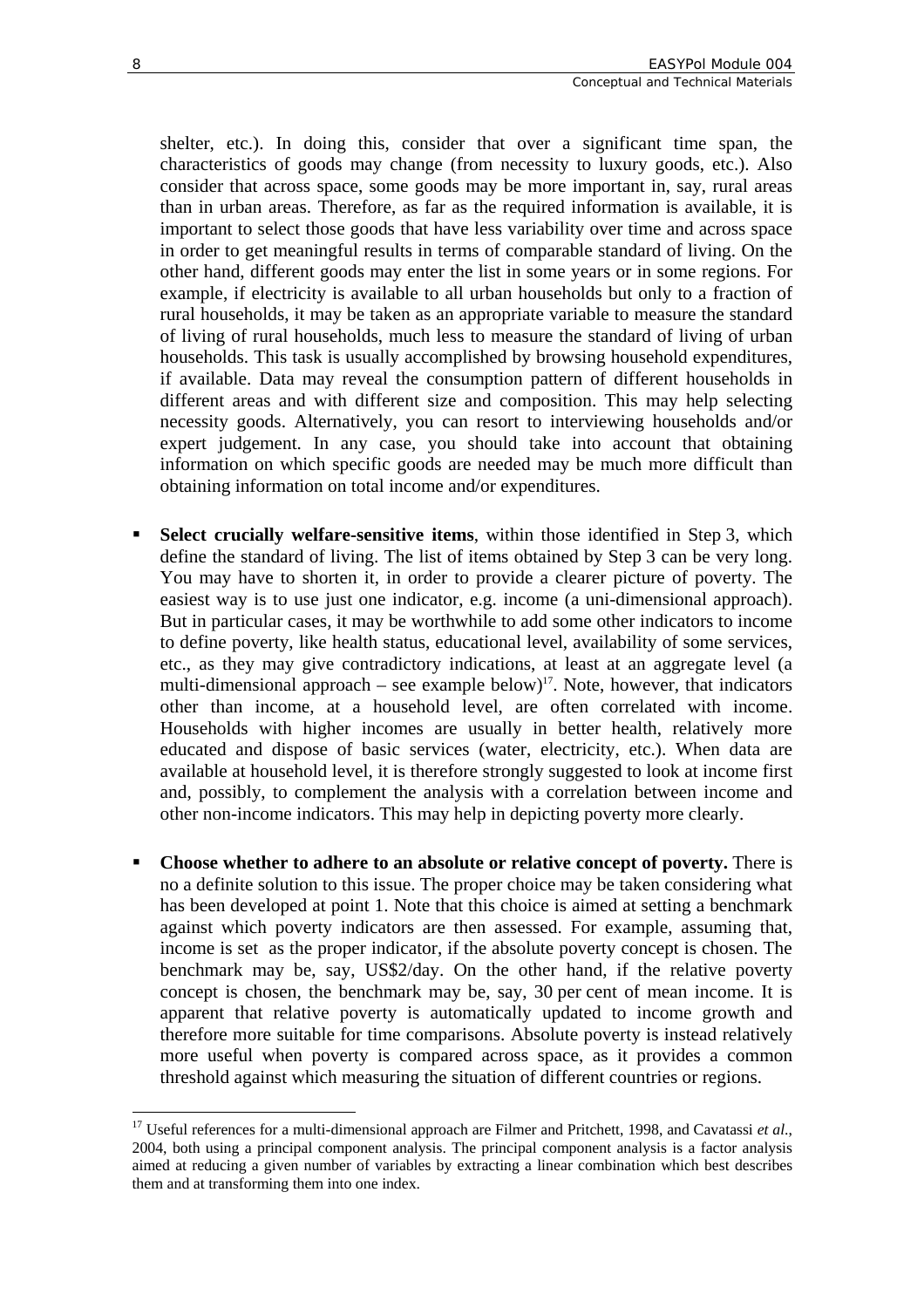shelter, etc.). In doing this, consider that over a significant time span, the characteristics of goods may change (from necessity to luxury goods, etc.). Also consider that across space, some goods may be more important in, say, rural areas than in urban areas. Therefore, as far as the required information is available, it is important to select those goods that have less variability over time and across space in order to get meaningful results in terms of comparable standard of living. On the other hand, different goods may enter the list in some years or in some regions. For example, if electricity is available to all urban households but only to a fraction of rural households, it may be taken as an appropriate variable to measure the standard of living of rural households, much less to measure the standard of living of urban households. This task is usually accomplished by browsing household expenditures, if available. Data may reveal the consumption pattern of different households in different areas and with different size and composition. This may help selecting necessity goods. Alternatively, you can resort to interviewing households and/or expert judgement. In any case, you should take into account that obtaining information on which specific goods are needed may be much more difficult than obtaining information on total income and/or expenditures.

- **Select crucially welfare-sensitive items**, within those identified in Step 3, which define the standard of living. The list of items obtained by Step 3 can be very long. You may have to shorten it, in order to provide a clearer picture of poverty. The easiest way is to use just one indicator, e.g. income (a uni-dimensional approach). But in particular cases, it may be worthwhile to add some other indicators to income to define poverty, like health status, educational level, availability of some services, etc., as they may give contradictory indications, at least at an aggregate level (a multi-dimensional approach – see example below)[17]. Note, however, that indicators other than income, at a household level, are often correlated with income. Households with higher incomes are usually in better health, relatively more educated and dispose of basic services (water, electricity, etc.). When data are available at household level, it is therefore strongly suggested to look at income first and, possibly, to complement the analysis with a correlation between income and other non-income indicators. This may help in depicting poverty more clearly.

- **Choose whether to adhere to an absolute or relative concept of poverty.** There is no a definite solution to this issue. The proper choice may be taken considering what has been developed at point 1. Note that this choice is aimed at setting a benchmark against which poverty indicators are then assessed. For example, assuming that, income is set as the proper indicator, if the absolute poverty concept is chosen. The benchmark may be, say, US$2/day. On the other hand, if the relative poverty concept is chosen, the benchmark may be, say, 30 per cent of mean income. It is apparent that relative poverty is automatically updated to income growth and therefore more suitable for time comparisons. Absolute poverty is instead relatively more useful when poverty is compared across space, as it provides a common threshold against which measuring the situation of different countries or regions.

[17] Useful references for a multi-dimensional approach are Filmer and Pritchett, 1998, and Cavatassi *et al.*, 2004, both using a principal component analysis. The principal component analysis is a factor analysis aimed at reducing a given number of variables by extracting a linear combination which best describes them and at transforming them into one index.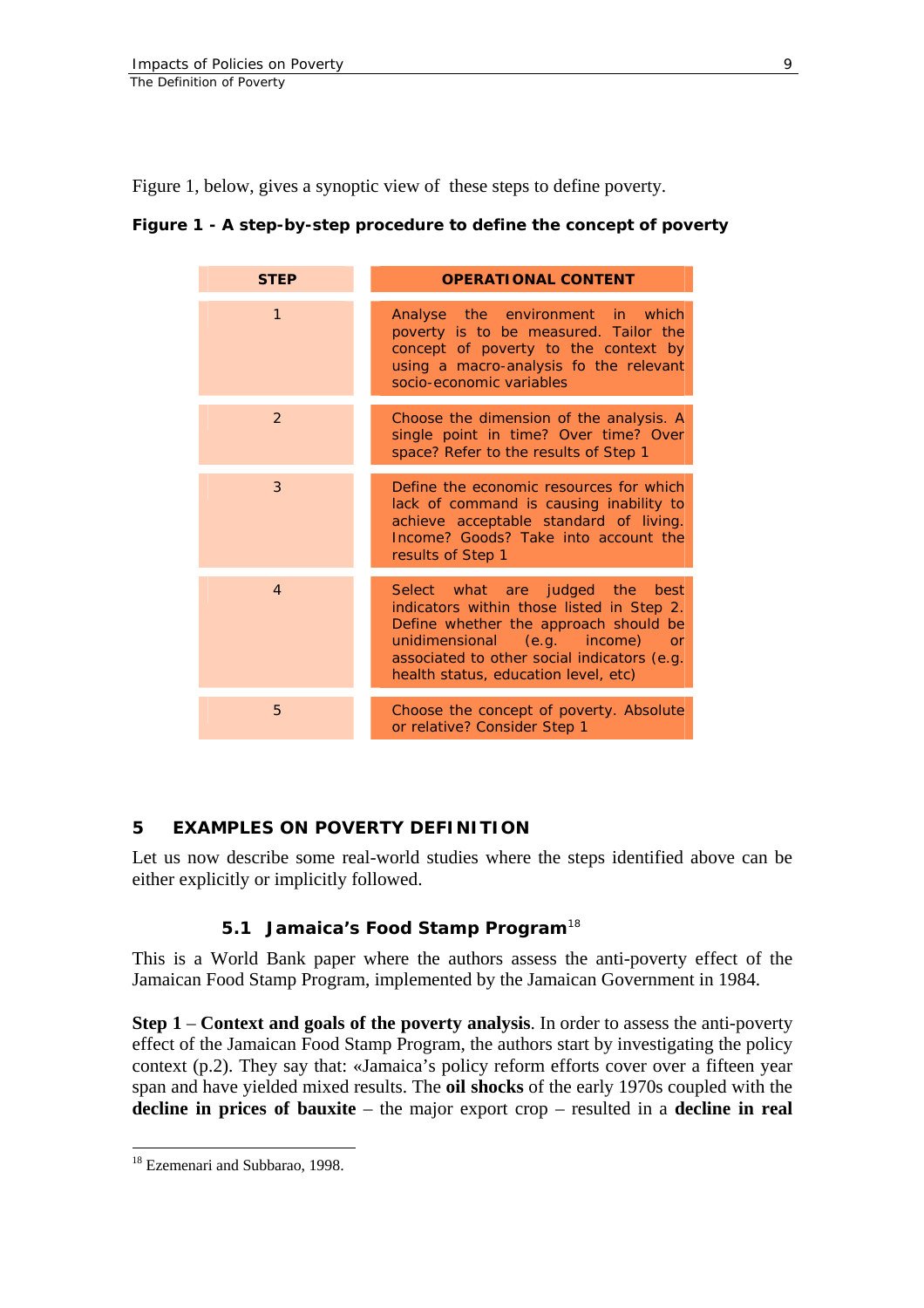Figure 1, below, gives a synoptic view of these steps to define poverty.

**Figure 1 - A step-by-step procedure to define the concept of poverty**

| STEP | OPERATIONAL CONTENT |
|---|---|
| 1 | Analyse the environment in which poverty is to be measured. Tailor the concept of poverty to the context by using a macro-analysis fo the relevant socio-economic variables |
| 2 | Choose the dimension of the analysis. A single point in time? Over time? Over space? Refer to the results of Step 1 |
| 3 | Define the economic resources for which lack of command is causing inability to achieve acceptable standard of living. Income? Goods? Take into account the results of Step 1 |
| 4 | Select what are judged the best indicators within those listed in Step 2. Define whether the approach should be unidimensional (e.g. income) or associated to other social indicators (e.g. health status, education level, etc) |
| 5 | Choose the concept of poverty. Absolute or relative? Consider Step 1 |

## 5 EXAMPLES ON POVERTY DEFINITION

Let us now describe some real-world studies where the steps identified above can be either explicitly or implicitly followed.

### 5.1 Jamaica's Food Stamp Program[18]

This is a World Bank paper where the authors assess the anti-poverty effect of the Jamaican Food Stamp Program, implemented by the Jamaican Government in 1984.

**Step 1** – **Context and goals of the poverty analysis**. In order to assess the anti-poverty effect of the Jamaican Food Stamp Program, the authors start by investigating the policy context (p.2). They say that: «Jamaica's policy reform efforts cover over a fifteen year span and have yielded mixed results. The **oil shocks** of the early 1970s coupled with the **decline in prices of bauxite** – the major export crop – resulted in a **decline in real**

[18] Ezemenari and Subbarao, 1998.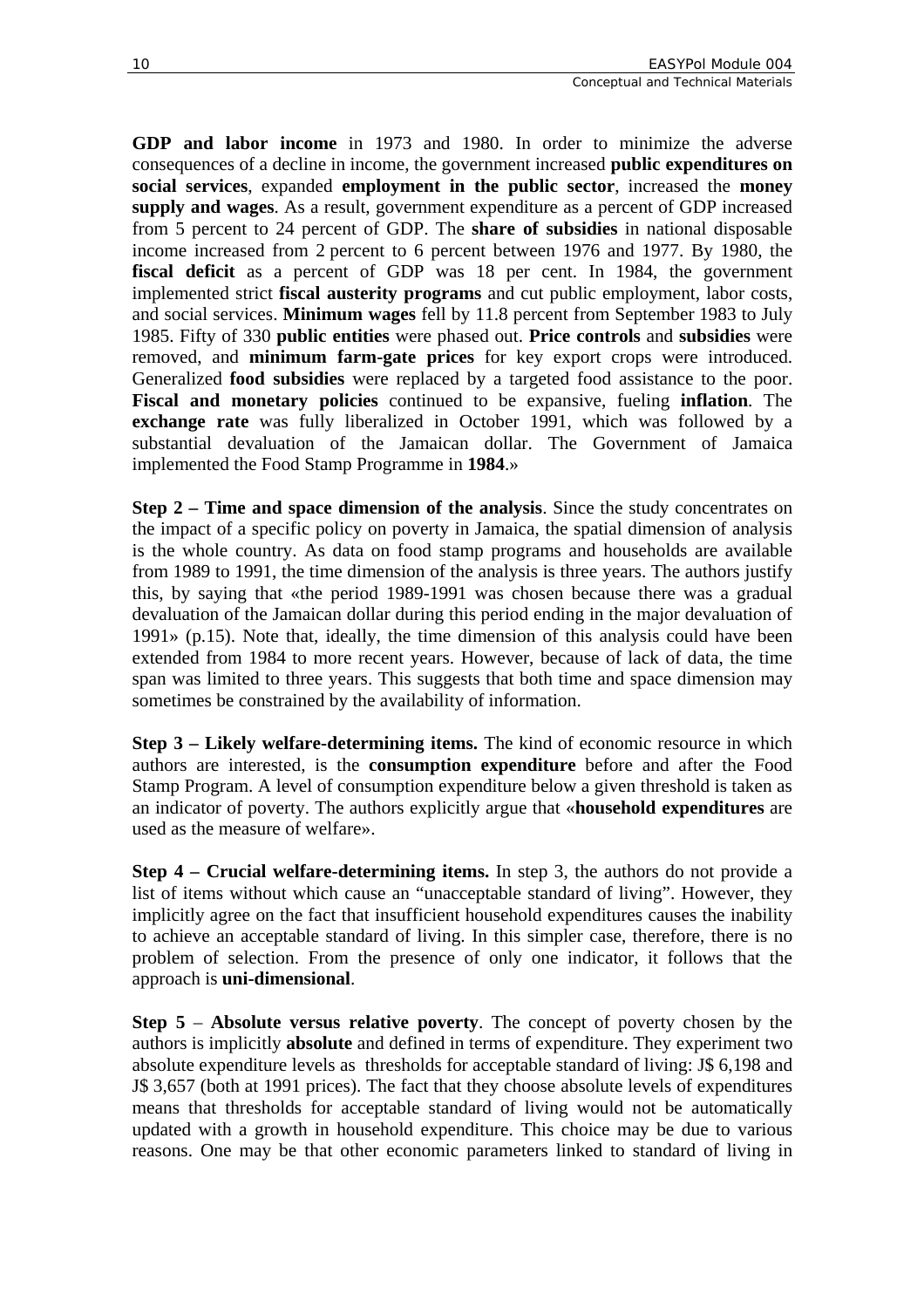**GDP and labor income** in 1973 and 1980. In order to minimize the adverse consequences of a decline in income, the government increased **public expenditures on social services**, expanded **employment in the public sector**, increased the **money supply and wages**. As a result, government expenditure as a percent of GDP increased from 5 percent to 24 percent of GDP. The **share of subsidies** in national disposable income increased from 2 percent to 6 percent between 1976 and 1977. By 1980, the **fiscal deficit** as a percent of GDP was 18 per cent. In 1984, the government implemented strict **fiscal austerity programs** and cut public employment, labor costs, and social services. **Minimum wages** fell by 11.8 percent from September 1983 to July 1985. Fifty of 330 **public entities** were phased out. **Price controls** and **subsidies** were removed, and **minimum farm-gate prices** for key export crops were introduced. Generalized **food subsidies** were replaced by a targeted food assistance to the poor. **Fiscal and monetary policies** continued to be expansive, fueling **inflation**. The **exchange rate** was fully liberalized in October 1991, which was followed by a substantial devaluation of the Jamaican dollar. The Government of Jamaica implemented the Food Stamp Programme in **1984**.»

**Step 2 – Time and space dimension of the analysis**. Since the study concentrates on the impact of a specific policy on poverty in Jamaica, the spatial dimension of analysis is the whole country. As data on food stamp programs and households are available from 1989 to 1991, the time dimension of the analysis is three years. The authors justify this, by saying that «the period 1989-1991 was chosen because there was a gradual devaluation of the Jamaican dollar during this period ending in the major devaluation of 1991» (p.15). Note that, ideally, the time dimension of this analysis could have been extended from 1984 to more recent years. However, because of lack of data, the time span was limited to three years. This suggests that both time and space dimension may sometimes be constrained by the availability of information.

**Step 3 – Likely welfare-determining items.** The kind of economic resource in which authors are interested, is the **consumption expenditure** before and after the Food Stamp Program. A level of consumption expenditure below a given threshold is taken as an indicator of poverty. The authors explicitly argue that «**household expenditures** are used as the measure of welfare».

**Step 4 – Crucial welfare-determining items.** In step 3, the authors do not provide a list of items without which cause an "unacceptable standard of living". However, they implicitly agree on the fact that insufficient household expenditures causes the inability to achieve an acceptable standard of living. In this simpler case, therefore, there is no problem of selection. From the presence of only one indicator, it follows that the approach is **uni-dimensional**.

**Step 5** – **Absolute versus relative poverty**. The concept of poverty chosen by the authors is implicitly **absolute** and defined in terms of expenditure. They experiment two absolute expenditure levels as thresholds for acceptable standard of living: J$ 6,198 and J$ 3,657 (both at 1991 prices). The fact that they choose absolute levels of expenditures means that thresholds for acceptable standard of living would not be automatically updated with a growth in household expenditure. This choice may be due to various reasons. One may be that other economic parameters linked to standard of living in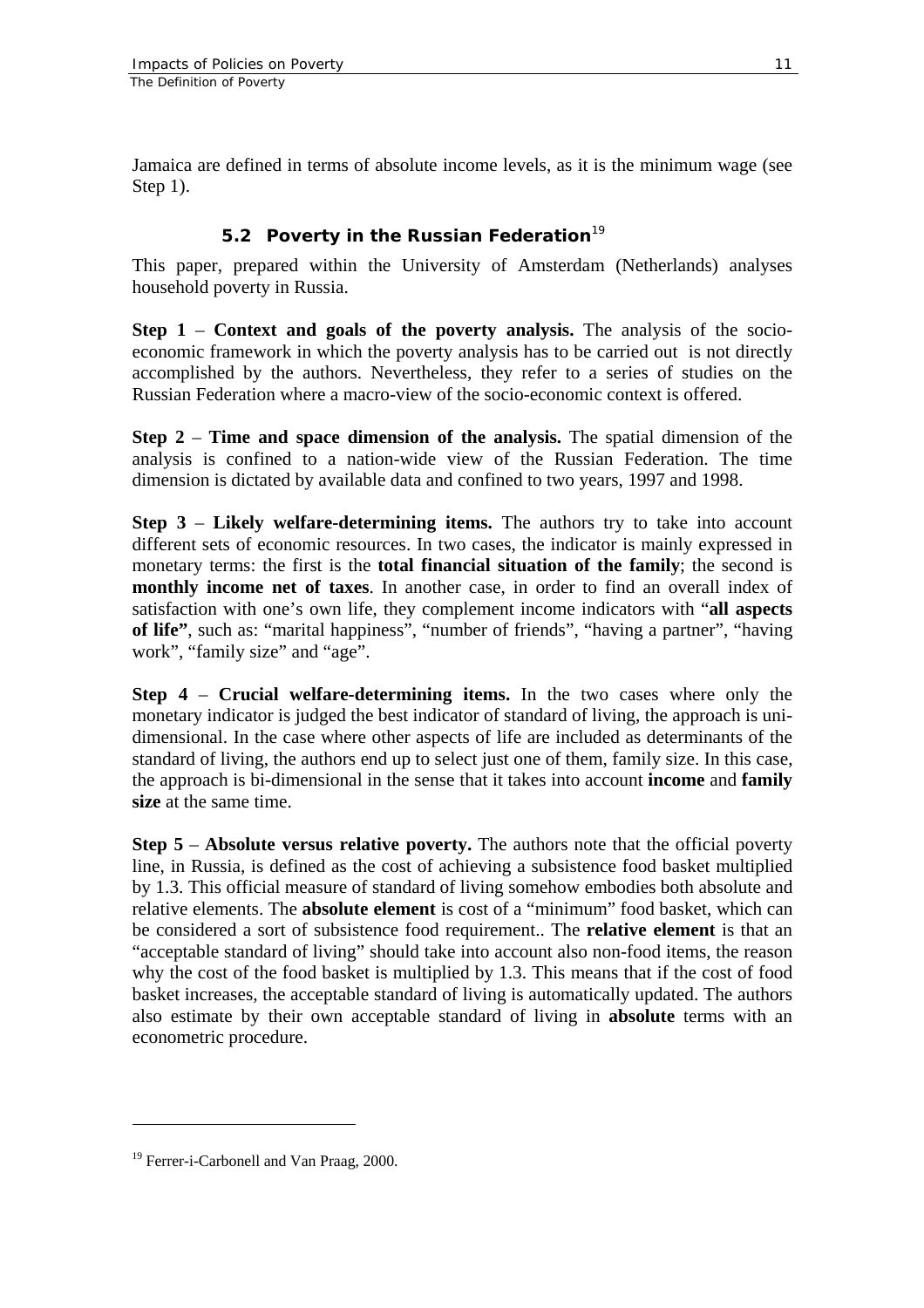Jamaica are defined in terms of absolute income levels, as it is the minimum wage (see Step 1).

## 5.2 Poverty in the Russian Federation[19]

This paper, prepared within the University of Amsterdam (Netherlands) analyses household poverty in Russia.

**Step 1 – Context and goals of the poverty analysis.** The analysis of the socio-economic framework in which the poverty analysis has to be carried out is not directly accomplished by the authors. Nevertheless, they refer to a series of studies on the Russian Federation where a macro-view of the socio-economic context is offered.

**Step 2 – Time and space dimension of the analysis.** The spatial dimension of the analysis is confined to a nation-wide view of the Russian Federation. The time dimension is dictated by available data and confined to two years, 1997 and 1998.

**Step 3 – Likely welfare-determining items.** The authors try to take into account different sets of economic resources. In two cases, the indicator is mainly expressed in monetary terms: the first is the **total financial situation of the family**; the second is **monthly income net of taxes**. In another case, in order to find an overall index of satisfaction with one's own life, they complement income indicators with "**all aspects of life"**, such as: "marital happiness", "number of friends", "having a partner", "having work", "family size" and "age".

**Step 4 – Crucial welfare-determining items.** In the two cases where only the monetary indicator is judged the best indicator of standard of living, the approach is uni-dimensional. In the case where other aspects of life are included as determinants of the standard of living, the authors end up to select just one of them, family size. In this case, the approach is bi-dimensional in the sense that it takes into account **income** and **family size** at the same time.

**Step 5 – Absolute versus relative poverty.** The authors note that the official poverty line, in Russia, is defined as the cost of achieving a subsistence food basket multiplied by 1.3. This official measure of standard of living somehow embodies both absolute and relative elements. The **absolute element** is cost of a "minimum" food basket, which can be considered a sort of subsistence food requirement.. The **relative element** is that an "acceptable standard of living" should take into account also non-food items, the reason why the cost of the food basket is multiplied by 1.3. This means that if the cost of food basket increases, the acceptable standard of living is automatically updated. The authors also estimate by their own acceptable standard of living in **absolute** terms with an econometric procedure.

---

[19] Ferrer-i-Carbonell and Van Praag, 2000.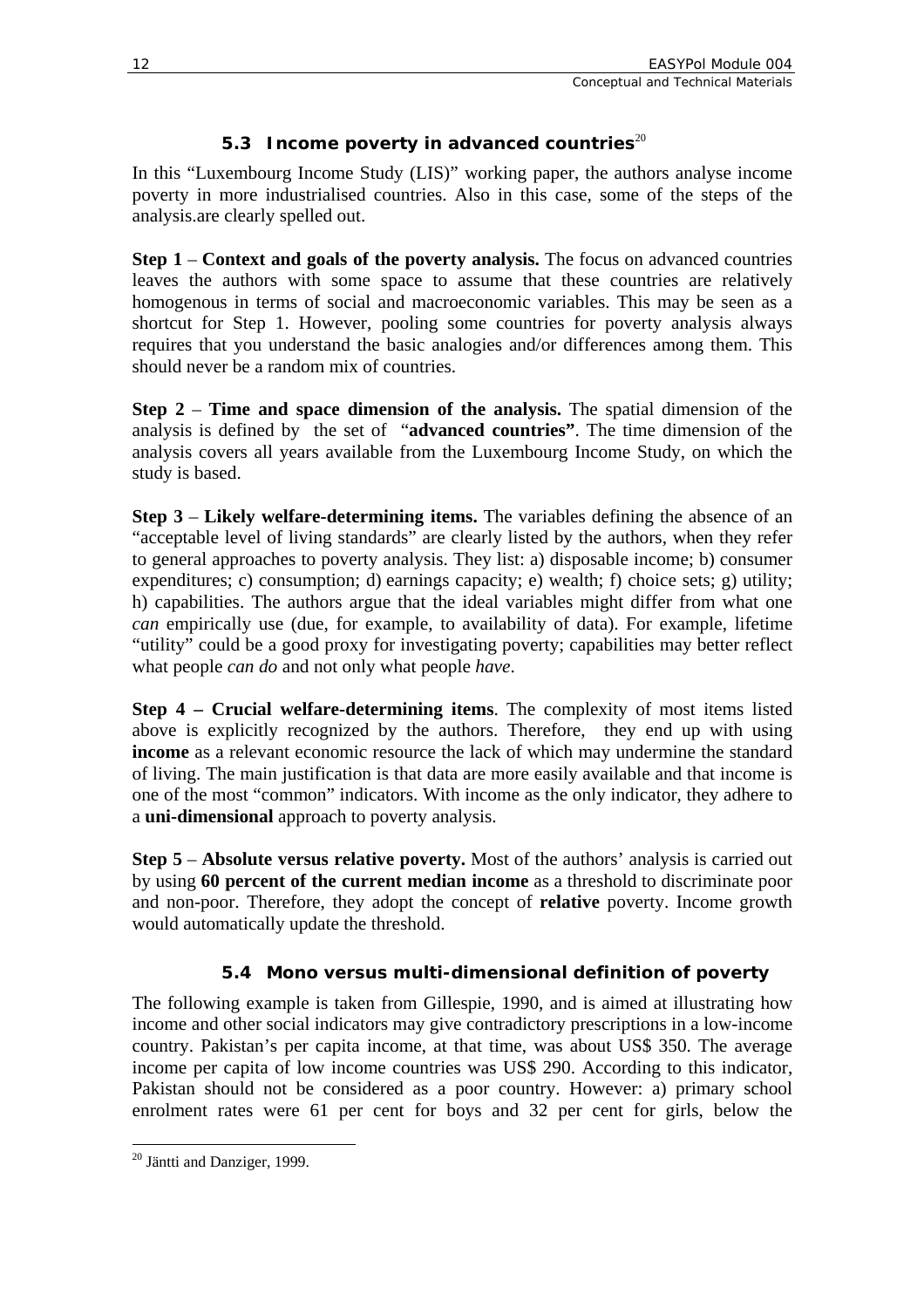### 5.3 Income poverty in advanced countries[20]

In this "Luxembourg Income Study (LIS)" working paper, the authors analyse income poverty in more industrialised countries. Also in this case, some of the steps of the analysis.are clearly spelled out.

**Step 1** – **Context and goals of the poverty analysis.** The focus on advanced countries leaves the authors with some space to assume that these countries are relatively homogenous in terms of social and macroeconomic variables. This may be seen as a shortcut for Step 1. However, pooling some countries for poverty analysis always requires that you understand the basic analogies and/or differences among them. This should never be a random mix of countries.

**Step 2** – **Time and space dimension of the analysis.** The spatial dimension of the analysis is defined by the set of "**advanced countries"**. The time dimension of the analysis covers all years available from the Luxembourg Income Study, on which the study is based.

**Step 3** – **Likely welfare-determining items.** The variables defining the absence of an "acceptable level of living standards" are clearly listed by the authors, when they refer to general approaches to poverty analysis. They list: a) disposable income; b) consumer expenditures; c) consumption; d) earnings capacity; e) wealth; f) choice sets; g) utility; h) capabilities. The authors argue that the ideal variables might differ from what one *can* empirically use (due, for example, to availability of data). For example, lifetime "utility" could be a good proxy for investigating poverty; capabilities may better reflect what people *can do* and not only what people *have*.

**Step 4 – Crucial welfare-determining items**. The complexity of most items listed above is explicitly recognized by the authors. Therefore, they end up with using **income** as a relevant economic resource the lack of which may undermine the standard of living. The main justification is that data are more easily available and that income is one of the most "common" indicators. With income as the only indicator, they adhere to a **uni-dimensional** approach to poverty analysis.

**Step 5** – **Absolute versus relative poverty.** Most of the authors' analysis is carried out by using **60 percent of the current median income** as a threshold to discriminate poor and non-poor. Therefore, they adopt the concept of **relative** poverty. Income growth would automatically update the threshold.

### 5.4 Mono versus multi-dimensional definition of poverty

The following example is taken from Gillespie, 1990, and is aimed at illustrating how income and other social indicators may give contradictory prescriptions in a low-income country. Pakistan's per capita income, at that time, was about US$ 350. The average income per capita of low income countries was US$ 290. According to this indicator, Pakistan should not be considered as a poor country. However: a) primary school enrolment rates were 61 per cent for boys and 32 per cent for girls, below the

---

[20] Jäntti and Danziger, 1999.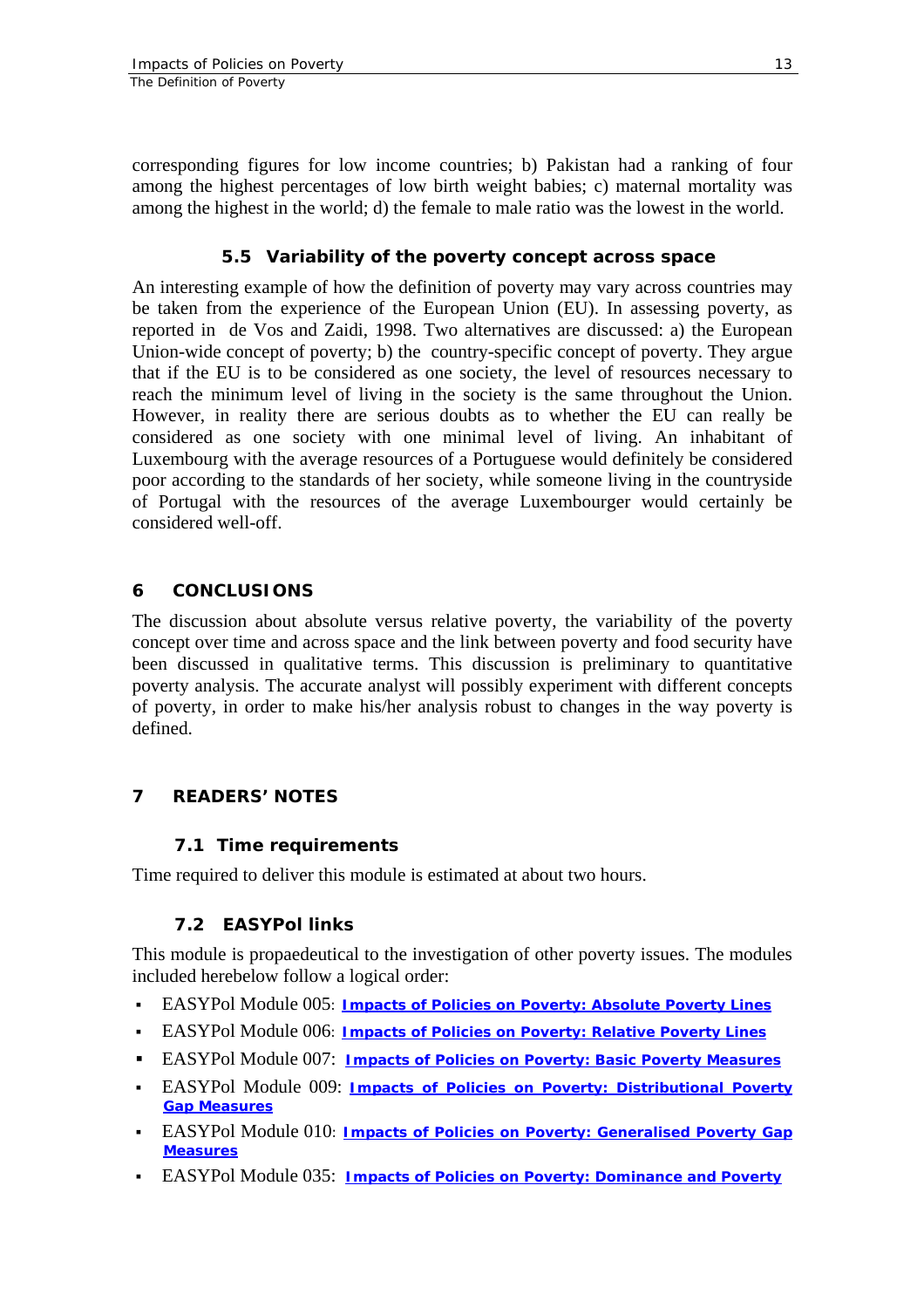corresponding figures for low income countries; b) Pakistan had a ranking of four among the highest percentages of low birth weight babies; c) maternal mortality was among the highest in the world; d) the female to male ratio was the lowest in the world.

### 5.5 Variability of the poverty concept across space

An interesting example of how the definition of poverty may vary across countries may be taken from the experience of the European Union (EU). In assessing poverty, as reported in de Vos and Zaidi, 1998. Two alternatives are discussed: a) the European Union-wide concept of poverty; b) the country-specific concept of poverty. They argue that if the EU is to be considered as one society, the level of resources necessary to reach the minimum level of living in the society is the same throughout the Union. However, in reality there are serious doubts as to whether the EU can really be considered as one society with one minimal level of living. An inhabitant of Luxembourg with the average resources of a Portuguese would definitely be considered poor according to the standards of her society, while someone living in the countryside of Portugal with the resources of the average Luxembourger would certainly be considered well-off.

## 6 CONCLUSIONS

The discussion about absolute versus relative poverty, the variability of the poverty concept over time and across space and the link between poverty and food security have been discussed in qualitative terms. This discussion is preliminary to quantitative poverty analysis. The accurate analyst will possibly experiment with different concepts of poverty, in order to make his/her analysis robust to changes in the way poverty is defined.

## 7 READERS' NOTES

### 7.1 Time requirements

Time required to deliver this module is estimated at about two hours.

### 7.2 EASYPol links

This module is propaedeutical to the investigation of other poverty issues. The modules included herebelow follow a logical order:

- EASYPol Module 005: **Impacts of Policies on Poverty: Absolute Poverty Lines**
- EASYPol Module 006: **Impacts of Policies on Poverty: Relative Poverty Lines**
- EASYPol Module 007: **Impacts of Policies on Poverty: Basic Poverty Measures**
- EASYPol Module 009: **Impacts of Policies on Poverty: Distributional Poverty Gap Measures**
- EASYPol Module 010: **Impacts of Policies on Poverty: Generalised Poverty Gap Measures**
- EASYPol Module 035: **Impacts of Policies on Poverty: Dominance and Poverty**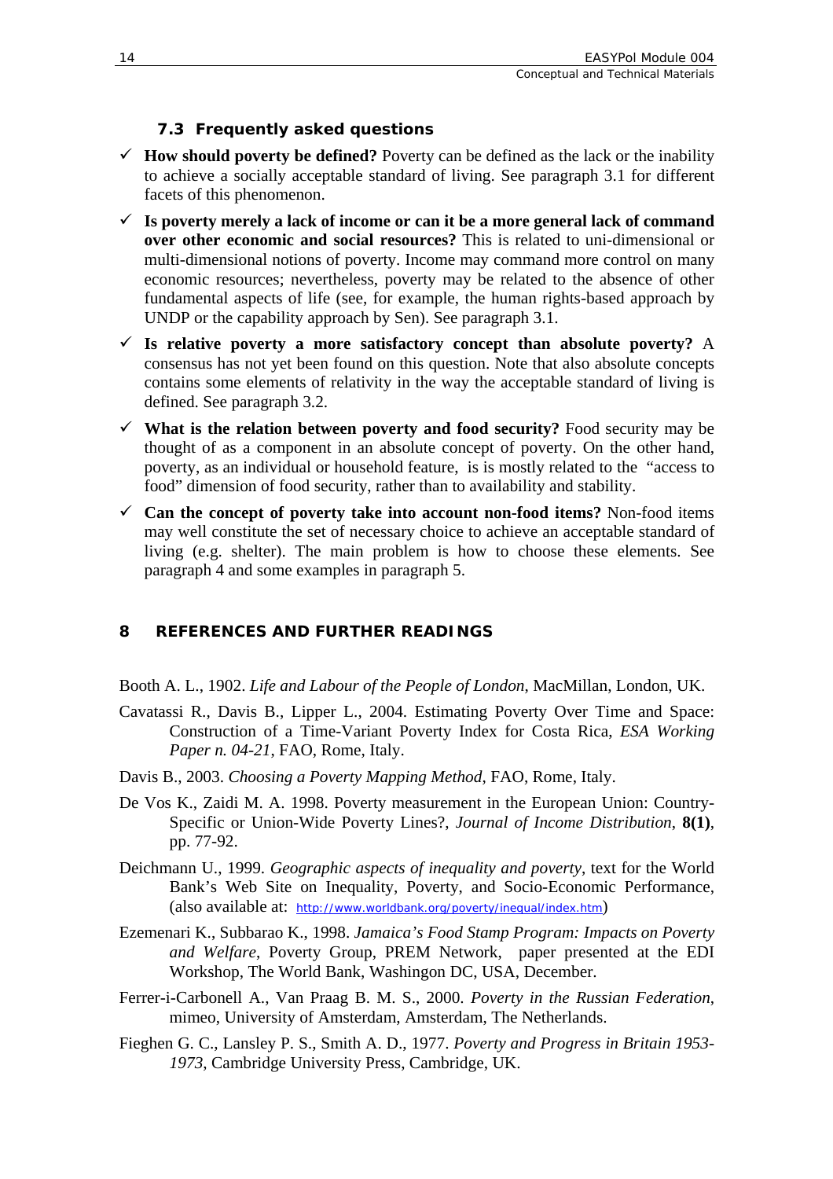### 7.3 Frequently asked questions

- ✓ **How should poverty be defined?** Poverty can be defined as the lack or the inability to achieve a socially acceptable standard of living. See paragraph 3.1 for different facets of this phenomenon.
- ✓ **Is poverty merely a lack of income or can it be a more general lack of command over other economic and social resources?** This is related to uni-dimensional or multi-dimensional notions of poverty. Income may command more control on many economic resources; nevertheless, poverty may be related to the absence of other fundamental aspects of life (see, for example, the human rights-based approach by UNDP or the capability approach by Sen). See paragraph 3.1.
- ✓ **Is relative poverty a more satisfactory concept than absolute poverty?** A consensus has not yet been found on this question. Note that also absolute concepts contains some elements of relativity in the way the acceptable standard of living is defined. See paragraph 3.2.
- ✓ **What is the relation between poverty and food security?** Food security may be thought of as a component in an absolute concept of poverty. On the other hand, poverty, as an individual or household feature, is is mostly related to the "access to food" dimension of food security, rather than to availability and stability.
- ✓ **Can the concept of poverty take into account non-food items?** Non-food items may well constitute the set of necessary choice to achieve an acceptable standard of living (e.g. shelter). The main problem is how to choose these elements. See paragraph 4 and some examples in paragraph 5.

## 8 REFERENCES AND FURTHER READINGS

Booth A. L., 1902. *Life and Labour of the People of London*, MacMillan, London, UK.

Cavatassi R., Davis B., Lipper L., 2004. Estimating Poverty Over Time and Space: Construction of a Time-Variant Poverty Index for Costa Rica, *ESA Working Paper n. 04-21*, FAO, Rome, Italy.

Davis B., 2003. *Choosing a Poverty Mapping Method*, FAO, Rome, Italy.

De Vos K., Zaidi M. A. 1998. Poverty measurement in the European Union: Country-Specific or Union-Wide Poverty Lines?, *Journal of Income Distribution*, **8(1)**, pp. 77-92.

Deichmann U., 1999. *Geographic aspects of inequality and poverty*, text for the World Bank's Web Site on Inequality, Poverty, and Socio-Economic Performance, (also available at: http://www.worldbank.org/poverty/inequal/index.htm)

Ezemenari K., Subbarao K., 1998. *Jamaica's Food Stamp Program: Impacts on Poverty and Welfare*, Poverty Group, PREM Network, paper presented at the EDI Workshop, The World Bank, Washingon DC, USA, December.

Ferrer-i-Carbonell A., Van Praag B. M. S., 2000. *Poverty in the Russian Federation*, mimeo, University of Amsterdam, Amsterdam, The Netherlands.

Fieghen G. C., Lansley P. S., Smith A. D., 1977. *Poverty and Progress in Britain 1953-1973*, Cambridge University Press, Cambridge, UK.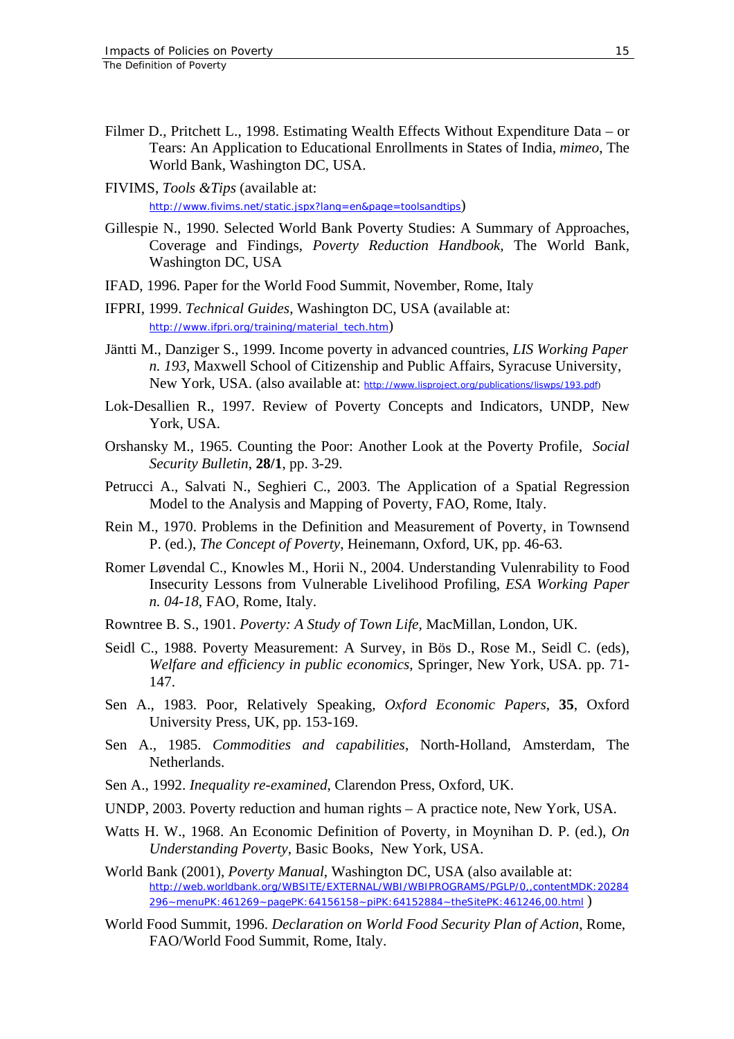Filmer D., Pritchett L., 1998. Estimating Wealth Effects Without Expenditure Data – or Tears: An Application to Educational Enrollments in States of India, *mimeo*, The World Bank, Washington DC, USA.

FIVIMS, *Tools &Tips* (available at: http://www.fivims.net/static.jspx?lang=en&page=toolsandtips)

Gillespie N., 1990. Selected World Bank Poverty Studies: A Summary of Approaches, Coverage and Findings, *Poverty Reduction Handbook*, The World Bank, Washington DC, USA

IFAD, 1996. Paper for the World Food Summit, November, Rome, Italy

IFPRI, 1999. *Technical Guides*, Washington DC, USA (available at: http://www.ifpri.org/training/material_tech.htm)

Jäntti M., Danziger S., 1999. Income poverty in advanced countries, *LIS Working Paper n. 193*, Maxwell School of Citizenship and Public Affairs, Syracuse University, New York, USA. (also available at: http://www.lisproject.org/publications/liswps/193.pdf)

Lok-Desallien R., 1997. Review of Poverty Concepts and Indicators, UNDP, New York, USA.

Orshansky M., 1965. Counting the Poor: Another Look at the Poverty Profile, *Social Security Bulletin*, **28/1**, pp. 3-29.

Petrucci A., Salvati N., Seghieri C., 2003. The Application of a Spatial Regression Model to the Analysis and Mapping of Poverty, FAO, Rome, Italy.

Rein M., 1970. Problems in the Definition and Measurement of Poverty, in Townsend P. (ed.), *The Concept of Poverty*, Heinemann, Oxford, UK, pp. 46-63.

Romer Løvendal C., Knowles M., Horii N., 2004. Understanding Vulenrability to Food Insecurity Lessons from Vulnerable Livelihood Profiling, *ESA Working Paper n. 04-18*, FAO, Rome, Italy.

Rowntree B. S., 1901. *Poverty: A Study of Town Life*, MacMillan, London, UK.

Seidl C., 1988. Poverty Measurement: A Survey, in Bös D., Rose M., Seidl C. (eds), *Welfare and efficiency in public economics*, Springer, New York, USA. pp. 71-147.

Sen A., 1983. Poor, Relatively Speaking, *Oxford Economic Papers*, **35**, Oxford University Press, UK, pp. 153-169.

Sen A., 1985. *Commodities and capabilities*, North-Holland, Amsterdam, The Netherlands.

Sen A., 1992. *Inequality re-examined*, Clarendon Press, Oxford, UK.

UNDP, 2003. Poverty reduction and human rights – A practice note, New York, USA.

Watts H. W., 1968. An Economic Definition of Poverty, in Moynihan D. P. (ed.), *On Understanding Poverty*, Basic Books, New York, USA.

World Bank (2001), *Poverty Manual*, Washington DC, USA (also available at: http://web.worldbank.org/WBSITE/EXTERNAL/WBI/WBIPROGRAMS/PGLP/0,,contentMDK:20284296~menuPK:461269~pagePK:64156158~piPK:64152884~theSitePK:461246,00.html )

World Food Summit, 1996. *Declaration on World Food Security Plan of Action*, Rome, FAO/World Food Summit, Rome, Italy.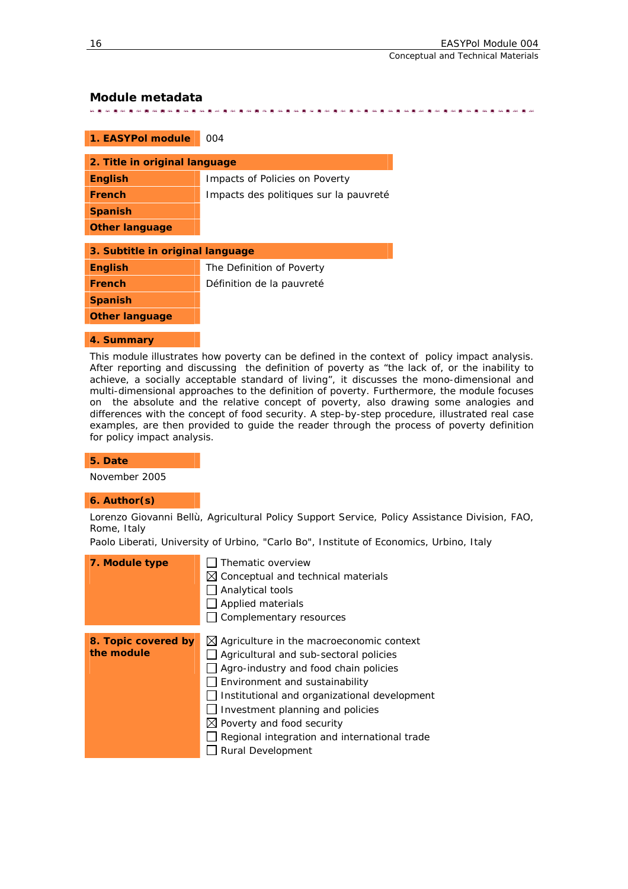## Module metadata

| 1. EASYPol module | 004 |
|---|---|

| 2. Title in original language | |
|---|---|
| **English** | Impacts of Policies on Poverty |
| **French** | Impacts des politiques sur la pauvreté |
| **Spanish** | |
| **Other language** | |

| 3. Subtitle in original language | |
|---|---|
| **English** | The Definition of Poverty |
| **French** | Définition de la pauvreté |
| **Spanish** | |
| **Other language** | |

**4. Summary**

This module illustrates how poverty can be defined in the context of policy impact analysis. After reporting and discussing the definition of poverty as "the lack of, or the inability to achieve, a socially acceptable standard of living", it discusses the mono-dimensional and multi-dimensional approaches to the definition of poverty. Furthermore, the module focuses on the absolute and the relative concept of poverty, also drawing some analogies and differences with the concept of food security. A step-by-step procedure, illustrated real case examples, are then provided to guide the reader through the process of poverty definition for policy impact analysis.

**5. Date**

November 2005

**6. Author(s)**

Lorenzo Giovanni Bellù, Agricultural Policy Support Service, Policy Assistance Division, FAO, Rome, Italy

Paolo Liberati, University of Urbino, "Carlo Bo", Institute of Economics, Urbino, Italy

**7. Module type**

- ☐ Thematic overview
- ☒ Conceptual and technical materials
- ☐ Analytical tools
- ☐ Applied materials
- ☐ Complementary resources

**8. Topic covered by the module**

- ☒ Agriculture in the macroeconomic context
- ☐ Agricultural and sub-sectoral policies
- ☐ Agro-industry and food chain policies
- ☐ Environment and sustainability
- ☐ Institutional and organizational development
- ☐ Investment planning and policies
- ☒ Poverty and food security
- ☐ Regional integration and international trade
- ☐ Rural Development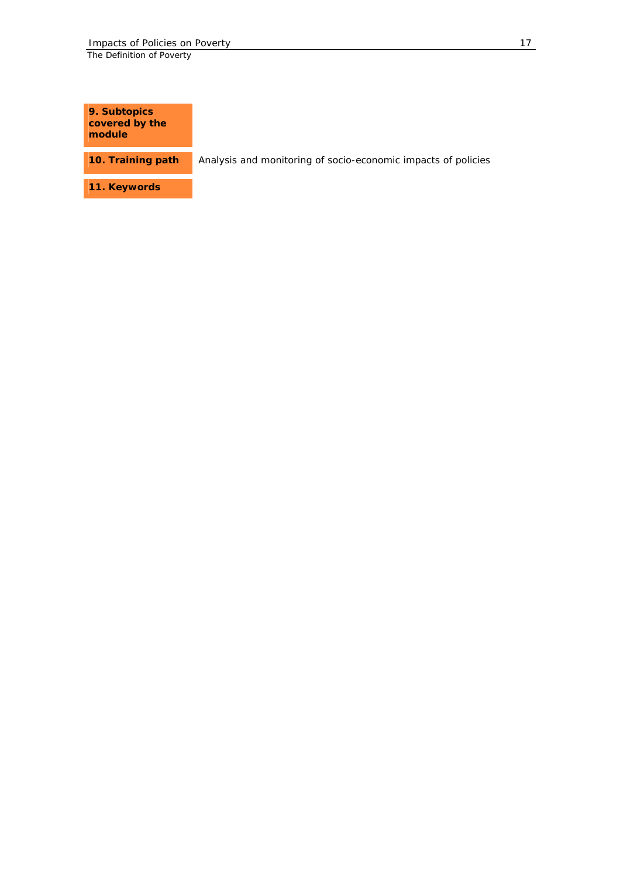| | |
|---|---|
| **9. Subtopics covered by the module** | |
| **10. Training path** | Analysis and monitoring of socio-economic impacts of policies |
| **11. Keywords** | |